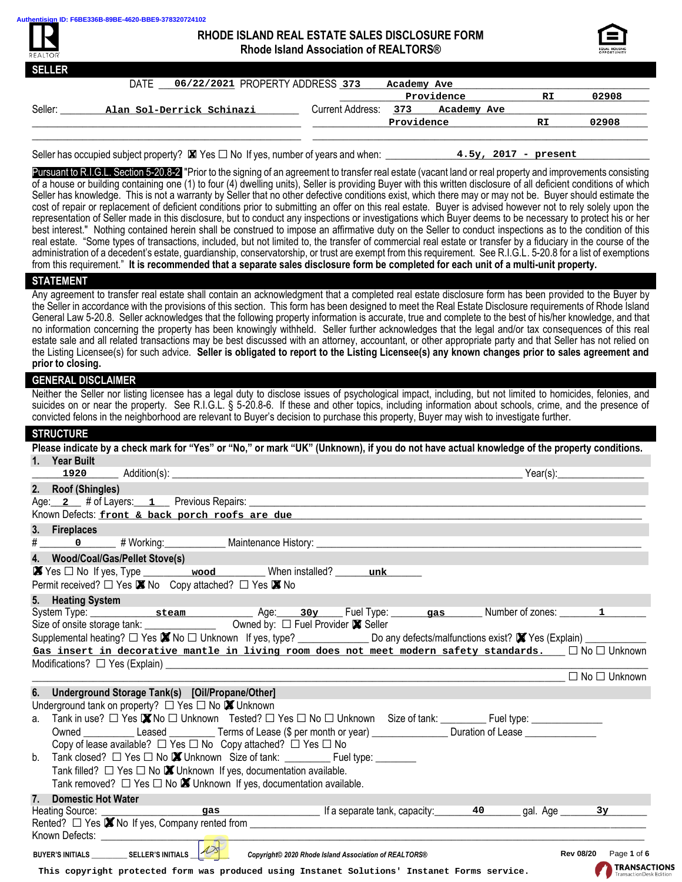Authentisign ID: F6BE336B-89BE-4620-BBE9-378320724102

# RHODE ISLAND REAL ESTATE SALES DISCLOSURE FORM
## Rhode Island Association of REALTORS®

## SELLER

DATE 06/22/2021 PROPERTY ADDRESS 373 Academy Ave Providence RI 02908

Seller: Alan Sol-Derrick Schinazi Current Address: 373 Academy Ave Providence RI 02908

Seller has occupied subject property? ☒ Yes ☐ No If yes, number of years and when: 4.5y, 2017 - present

Pursuant to R.I.G.L. Section 5-20.8-2 "Prior to the signing of an agreement to transfer real estate (vacant land or real property and improvements consisting of a house or building containing one (1) to four (4) dwelling units), Seller is providing Buyer with this written disclosure of all deficient conditions of which Seller has knowledge. This is not a warranty by Seller that no other defective conditions exist, which there may or may not be. Buyer should estimate the cost of repair or replacement of deficient conditions prior to submitting an offer on this real estate. Buyer is advised however not to rely solely upon the representation of Seller made in this disclosure, but to conduct any inspections or investigations which Buyer deems to be necessary to protect his or her best interest." Nothing contained herein shall be construed to impose an affirmative duty on the Seller to conduct inspections as to the condition of this real estate. "Some types of transactions, included, but not limited to, the transfer of commercial real estate or transfer by a fiduciary in the course of the administration of a decedent's estate, guardianship, conservatorship, or trust are exempt from this requirement. See R.I.G.L. 5-20.8 for a list of exemptions from this requirement." **It is recommended that a separate sales disclosure form be completed for each unit of a multi-unit property.**

## STATEMENT

Any agreement to transfer real estate shall contain an acknowledgment that a completed real estate disclosure form has been provided to the Buyer by the Seller in accordance with the provisions of this section. This form has been designed to meet the Real Estate Disclosure requirements of Rhode Island General Law 5-20.8. Seller acknowledges that the following property information is accurate, true and complete to the best of his/her knowledge, and that no information concerning the property has been knowingly withheld. Seller further acknowledges that the legal and/or tax consequences of this real estate sale and all related transactions may be best discussed with an attorney, accountant, or other appropriate party and that Seller has not relied on the Listing Licensee(s) for such advice. **Seller is obligated to report to the Listing Licensee(s) any known changes prior to sales agreement and prior to closing.**

## GENERAL DISCLAIMER

Neither the Seller nor listing licensee has a legal duty to disclose issues of psychological impact, including, but not limited to, homicides, felonies, and suicides on or near the property. See R.I.G.L. § 5-20.8-6. If these and other topics, including information about schools, crime, and the presence of convicted felons in the neighborhood are relevant to Buyer's decision to purchase this property, Buyer may wish to investigate further.

## STRUCTURE

**Please indicate by a check mark for "Yes" or "No," or mark "UK" (Unknown), if you do not have actual knowledge of the property conditions.**

**1. Year Built**

1920 Addition(s): ____ Year(s): ____

**2. Roof (Shingles)**

Age: 2 # of Layers: 1 Previous Repairs: ____

Known Defects: front & back porch roofs are due

**3. Fireplaces**

\# 0 # Working: ____ Maintenance History: ____

**4. Wood/Coal/Gas/Pellet Stove(s)**

☒ Yes ☐ No If yes, Type wood When installed? unk

Permit received? ☐ Yes ☒ No Copy attached? ☐ Yes ☒ No

**5. Heating System**

System Type: steam Age: 30y Fuel Type: gas Number of zones: 1

Size of onsite storage tank: ____ Owned by: ☐ Fuel Provider ☒ Seller

Supplemental heating? ☐ Yes ☒ No ☐ Unknown If yes, type? ____ Do any defects/malfunctions exist? ☒ Yes (Explain) Gas insert in decorative mantle in living room does not meet modern safety standards. ☐ No ☐ Unknown

Modifications? ☐ Yes (Explain) ____ ☐ No ☐ Unknown

**6. Underground Storage Tank(s) [Oil/Propane/Other]**

Underground tank on property? ☐ Yes ☐ No ☒ Unknown

a. Tank in use? ☐ Yes ☒ No ☐ Unknown Tested? ☐ Yes ☐ No ☐ Unknown Size of tank: ____ Fuel type: ____

Owned ____ Leased ____ Terms of Lease ($ per month or year) ____ Duration of Lease ____

Copy of lease available? ☐ Yes ☐ No Copy attached? ☐ Yes ☐ No

b. Tank closed? ☐ Yes ☐ No ☒ Unknown Size of tank: ____ Fuel type: ____

Tank filled? ☐ Yes ☐ No ☒ Unknown If yes, documentation available.

Tank removed? ☐ Yes ☐ No ☒ Unknown If yes, documentation available.

**7. Domestic Hot Water**

Heating Source: gas If a separate tank, capacity: 40 gal. Age 3y

Rented? ☐ Yes ☒ No If yes, Company rented from ____

Known Defects: ____

BUYER'S INITIALS ________ SELLER'S INITIALS ________

*Copyright© 2020 Rhode Island Association of REALTORS®* Rev 08/20

This copyright protected form was produced using Instanet Solutions' Instanet Forms service.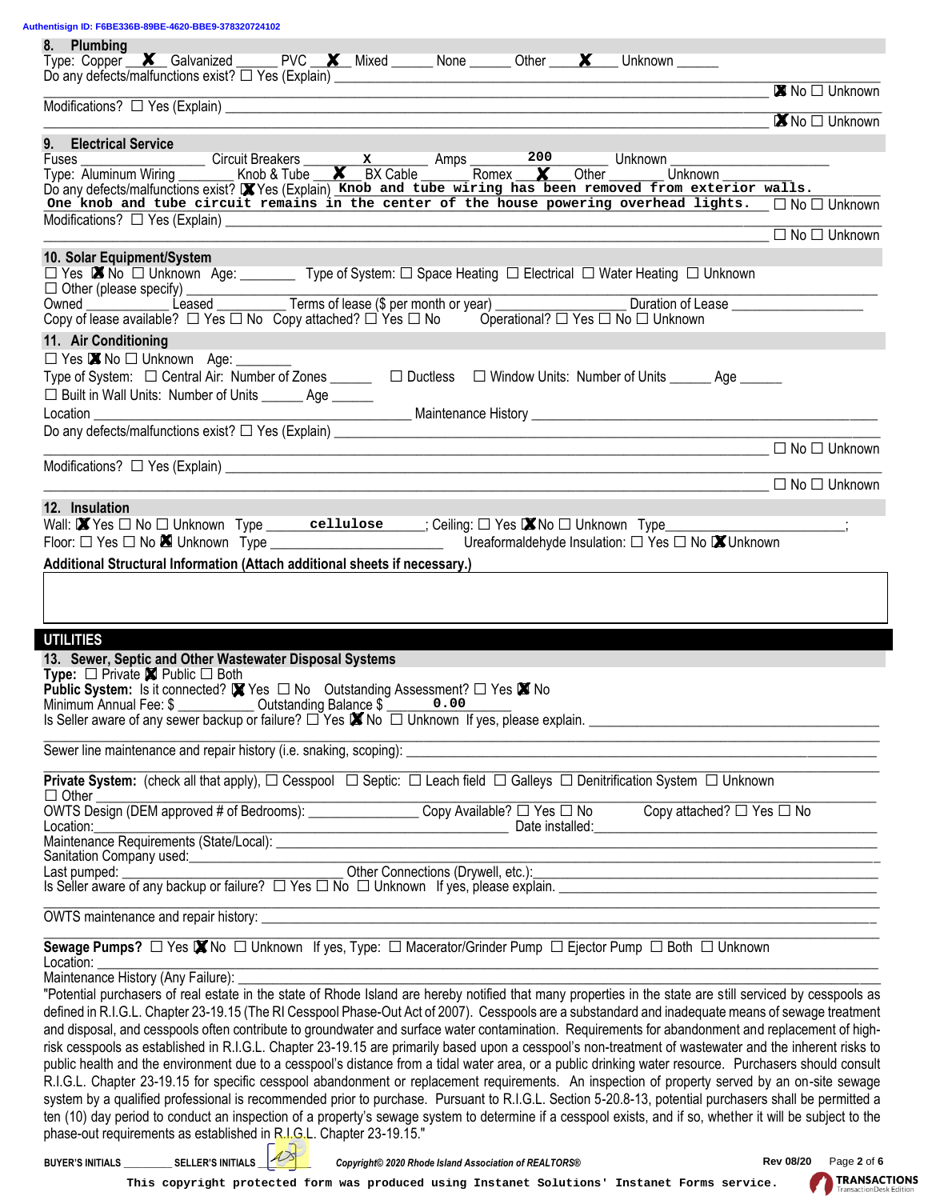Authentisign ID: F6BE336B-89BE-4620-BBE9-378320724102

## 8. Plumbing

Type: Copper __X__ Galvanized ______ PVC __X__ Mixed ______ None ______ Other __X__ Unknown ______

Do any defects/malfunctions exist? ☐ Yes (Explain) ________________________________________ ☒ No ☐ Unknown

Modifications? ☐ Yes (Explain) ________________________________________ ☒ No ☐ Unknown

## 9. Electrical Service

Fuses ______________ Circuit Breakers ______X______ Amps ______200______ Unknown ______________

Type: Aluminum Wiring ________ Knob & Tube __X__ BX Cable ______ Romex __X__ Other ________ Unknown __________

Do any defects/malfunctions exist? ☒ Yes (Explain) Knob and tube wiring has been removed from exterior walls. One knob and tube circuit remains in the center of the house powering overhead lights. ☐ No ☐ Unknown

Modifications? ☐ Yes (Explain) ________________________________________ ☐ No ☐ Unknown

## 10. Solar Equipment/System

☐ Yes ☒ No ☐ Unknown Age: ________ Type of System: ☐ Space Heating ☐ Electrical ☐ Water Heating ☐ Unknown

☐ Other (please specify) ________________________________________

Owned ____________ Leased ____________ Terms of lease ($ per month or year) ________________ Duration of Lease ________________

Copy of lease available? ☐ Yes ☐ No Copy attached? ☐ Yes ☐ No Operational? ☐ Yes ☐ No ☐ Unknown

## 11. Air Conditioning

☐ Yes ☒ No ☐ Unknown Age: ________

Type of System: ☐ Central Air: Number of Zones ______ ☐ Ductless ☐ Window Units: Number of Units ______ Age ______

☐ Built in Wall Units: Number of Units ______ Age ______

Location ________________________ Maintenance History ________________________

Do any defects/malfunctions exist? ☐ Yes (Explain) ________________________________________ ☐ No ☐ Unknown

Modifications? ☐ Yes (Explain) ________________________________________ ☐ No ☐ Unknown

## 12. Insulation

Wall: ☒ Yes ☐ No ☐ Unknown Type ______cellulose______; Ceiling: ☐ Yes ☒ No ☐ Unknown Type____________________;

Floor: ☐ Yes ☐ No ☒ Unknown Type ____________________ Ureaformaldehyde Insulation: ☐ Yes ☐ No ☒ Unknown

**Additional Structural Information (Attach additional sheets if necessary.)**

# UTILITIES

## 13. Sewer, Septic and Other Wastewater Disposal Systems

**Type:** ☐ Private ☒ Public ☐ Both

**Public System:** Is it connected? ☒ Yes ☐ No Outstanding Assessment? ☐ Yes ☒ No

Minimum Annual Fee: $ __________ Outstanding Balance $ ______0.00______

Is Seller aware of any sewer backup or failure? ☐ Yes ☒ No ☐ Unknown If yes, please explain. ________________________

Sewer line maintenance and repair history (i.e. snaking, scoping): ________________________

**Private System:** (check all that apply), ☐ Cesspool ☐ Septic: ☐ Leach field ☐ Galleys ☐ Denitrification System ☐ Unknown

☐ Other ________________________

OWTS Design (DEM approved # of Bedrooms): ______________ Copy Available? ☐ Yes ☐ No Copy attached? ☐ Yes ☐ No

Location: ________________________ Date installed: ________________________

Maintenance Requirements (State/Local): ________________________

Sanitation Company used: ________________________

Last pumped: ________________________ Other Connections (Drywell, etc.): ________________________

Is Seller aware of any backup or failure? ☐ Yes ☐ No ☐ Unknown If yes, please explain. ________________________

OWTS maintenance and repair history: ________________________

**Sewage Pumps?** ☐ Yes ☒ No ☐ Unknown If yes, Type: ☐ Macerator/Grinder Pump ☐ Ejector Pump ☐ Both ☐ Unknown

Location: ________________________

Maintenance History (Any Failure): ________________________

"Potential purchasers of real estate in the state of Rhode Island are hereby notified that many properties in the state are still serviced by cesspools as defined in R.I.G.L. Chapter 23-19.15 (The RI Cesspool Phase-Out Act of 2007). Cesspools are a substandard and inadequate means of sewage treatment and disposal, and cesspools often contribute to groundwater and surface water contamination. Requirements for abandonment and replacement of high-risk cesspools as established in R.I.G.L. Chapter 23-19.15 are primarily based upon a cesspool's non-treatment of wastewater and the inherent risks to public health and the environment due to a cesspool's distance from a tidal water area, or a public drinking water resource. Purchasers should consult R.I.G.L. Chapter 23-19.15 for specific cesspool abandonment or replacement requirements. An inspection of property served by an on-site sewage system by a qualified professional is recommended prior to purchase. Pursuant to R.I.G.L. Section 5-20.8-13, potential purchasers shall be permitted a ten (10) day period to conduct an inspection of a property's sewage system to determine if a cesspool exists, and if so, whether it will be subject to the phase-out requirements as established in R.I.G.L. Chapter 23-19.15."

BUYER'S INITIALS ________ SELLER'S INITIALS ________

*Copyright© 2020 Rhode Island Association of REALTORS®* Rev 08/20

This copyright protected form was produced using Instanet Solutions' Instanet Forms service.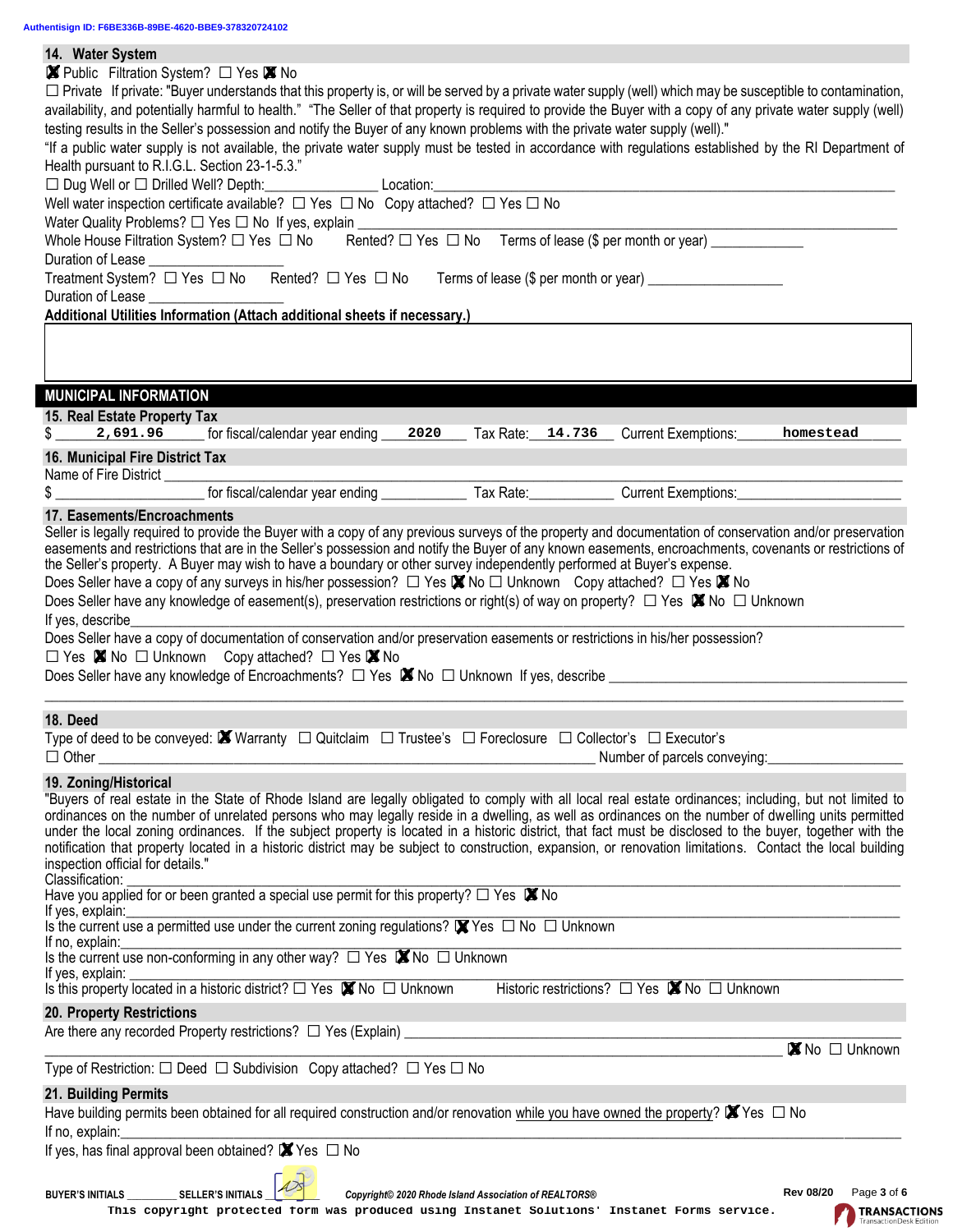Authentisign ID: F6BE336B-89BE-4620-BBE9-378320724102

## 14. Water System

☒ Public Filtration System? ☐ Yes ☒ No

☐ Private If private: "Buyer understands that this property is, or will be served by a private water supply (well) which may be susceptible to contamination, availability, and potentially harmful to health." "The Seller of that property is required to provide the Buyer with a copy of any private water supply (well) testing results in the Seller's possession and notify the Buyer of any known problems with the private water supply (well)."

"If a public water supply is not available, the private water supply must be tested in accordance with regulations established by the RI Department of Health pursuant to R.I.G.L. Section 23-1-5.3."

☐ Dug Well or ☐ Drilled Well? Depth:_______________ Location:_______________

Well water inspection certificate available? ☐ Yes ☐ No Copy attached? ☐ Yes ☐ No

Water Quality Problems? ☐ Yes ☐ No If yes, explain _______________

Whole House Filtration System? ☐ Yes ☐ No Rented? ☐ Yes ☐ No Terms of lease ($ per month or year) _______________

Duration of Lease _______________

Treatment System? ☐ Yes ☐ No Rented? ☐ Yes ☐ No Terms of lease ($ per month or year) _______________

Duration of Lease _______________

**Additional Utilities Information (Attach additional sheets if necessary.)**

## MUNICIPAL INFORMATION

## 15. Real Estate Property Tax

$ 2,691.96 for fiscal/calendar year ending 2020 Tax Rate: 14.736 Current Exemptions: homestead

## 16. Municipal Fire District Tax

Name of Fire District _______________

$ _______________ for fiscal/calendar year ending _______________ Tax Rate:_______________ Current Exemptions:_______________

## 17. Easements/Encroachments

Seller is legally required to provide the Buyer with a copy of any previous surveys of the property and documentation of conservation and/or preservation easements and restrictions that are in the Seller's possession and notify the Buyer of any known easements, encroachments, covenants or restrictions of the Seller's property. A Buyer may wish to have a boundary or other survey independently performed at Buyer's expense.

Does Seller have a copy of any surveys in his/her possession? ☐ Yes ☒ No ☐ Unknown Copy attached? ☐ Yes ☒ No

Does Seller have any knowledge of easement(s), preservation restrictions or right(s) of way on property? ☐ Yes ☒ No ☐ Unknown

If yes, describe_______________

Does Seller have a copy of documentation of conservation and/or preservation easements or restrictions in his/her possession?

☐ Yes ☒ No ☐ Unknown Copy attached? ☐ Yes ☒ No

Does Seller have any knowledge of Encroachments? ☐ Yes ☒ No ☐ Unknown If yes, describe _______________

## 18. Deed

Type of deed to be conveyed: ☒ Warranty ☐ Quitclaim ☐ Trustee's ☐ Foreclosure ☐ Collector's ☐ Executor's

☐ Other _______________ Number of parcels conveying:_______________

## 19. Zoning/Historical

"Buyers of real estate in the State of Rhode Island are legally obligated to comply with all local real estate ordinances; including, but not limited to ordinances on the number of unrelated persons who may legally reside in a dwelling, as well as ordinances on the number of dwelling units permitted under the local zoning ordinances. If the subject property is located in a historic district, that fact must be disclosed to the buyer, together with the notification that property located in a historic district may be subject to construction, expansion, or renovation limitations. Contact the local building inspection official for details."

Classification: _______________

Have you applied for or been granted a special use permit for this property? ☐ Yes ☒ No

If yes, explain:_______________

Is the current use a permitted use under the current zoning regulations? ☒ Yes ☐ No ☐ Unknown

If no, explain:_______________

Is the current use non-conforming in any other way? ☐ Yes ☒ No ☐ Unknown

If yes, explain:_______________

Is this property located in a historic district? ☐ Yes ☒ No ☐ Unknown Historic restrictions? ☐ Yes ☒ No ☐ Unknown

## 20. Property Restrictions

Are there any recorded Property restrictions? ☐ Yes (Explain) _______________ ☒ No ☐ Unknown

Type of Restriction: ☐ Deed ☐ Subdivision Copy attached? ☐ Yes ☐ No

## 21. Building Permits

Have building permits been obtained for all required construction and/or renovation while you have owned the property? ☒ Yes ☐ No

If no, explain:_______________

If yes, has final approval been obtained? ☒ Yes ☐ No

BUYER'S INITIALS _________ SELLER'S INITIALS _________

Copyright© 2020 Rhode Island Association of REALTORS® Rev 08/20

This copyright protected form was produced using Instanet Solutions' Instanet Forms service.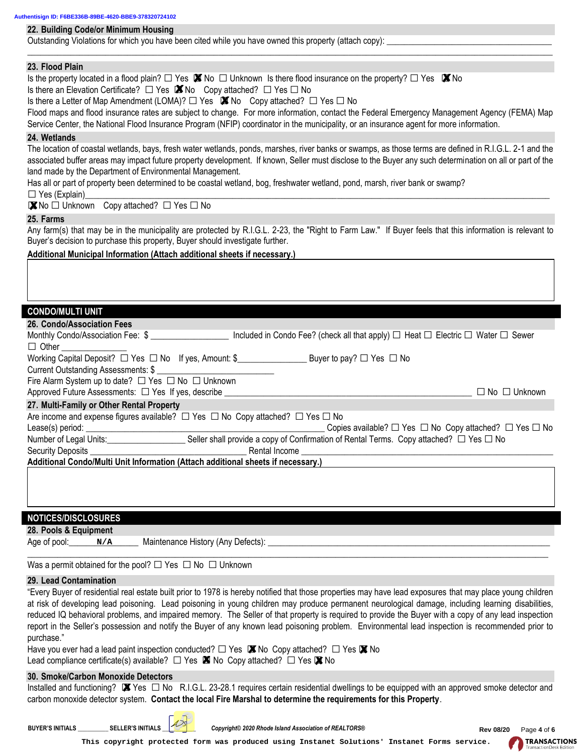Authentisign ID: F6BE336B-89BE-4620-BBE9-378320724102

## 22. Building Code/or Minimum Housing

Outstanding Violations for which you have been cited while you have owned this property (attach copy): ___________________________________

## 23. Flood Plain

Is the property located in a flood plain? ☐ Yes ☒ No ☐ Unknown Is there flood insurance on the property? ☐ Yes ☒ No

Is there an Elevation Certificate? ☐ Yes ☒ No Copy attached? ☐ Yes ☐ No

Is there a Letter of Map Amendment (LOMA)? ☐ Yes ☒ No Copy attached? ☐ Yes ☐ No

Flood maps and flood insurance rates are subject to change. For more information, contact the Federal Emergency Management Agency (FEMA) Map Service Center, the National Flood Insurance Program (NFIP) coordinator in the municipality, or an insurance agent for more information.

## 24. Wetlands

The location of coastal wetlands, bays, fresh water wetlands, ponds, marshes, river banks or swamps, as those terms are defined in R.I.G.L. 2-1 and the associated buffer areas may impact future property development. If known, Seller must disclose to the Buyer any such determination on all or part of the land made by the Department of Environmental Management.

Has all or part of property been determined to be coastal wetland, bog, freshwater wetland, pond, marsh, river bank or swamp?

☐ Yes (Explain)___________________________________

☒ No ☐ Unknown Copy attached? ☐ Yes ☐ No

## 25. Farms

Any farm(s) that may be in the municipality are protected by R.I.G.L. 2-23, the "Right to Farm Law." If Buyer feels that this information is relevant to Buyer's decision to purchase this property, Buyer should investigate further.

**Additional Municipal Information (Attach additional sheets if necessary.)**

# CONDO/MULTI UNIT

## 26. Condo/Association Fees

Monthly Condo/Association Fee: $ ________________ Included in Condo Fee? (check all that apply) ☐ Heat ☐ Electric ☐ Water ☐ Sewer ☐ Other ______________

Working Capital Deposit? ☐ Yes ☐ No If yes, Amount: $_______________ Buyer to pay? ☐ Yes ☐ No

Current Outstanding Assessments: $ _________________________

Fire Alarm System up to date? ☐ Yes ☐ No ☐ Unknown

Approved Future Assessments: ☐ Yes If yes, describe ___________________________________ ☐ No ☐ Unknown

## 27. Multi-Family or Other Rental Property

Are income and expense figures available? ☐ Yes ☐ No Copy attached? ☐ Yes ☐ No

Lease(s) period: ___________________________________ Copies available? ☐ Yes ☐ No Copy attached? ☐ Yes ☐ No

Number of Legal Units:__________________ Seller shall provide a copy of Confirmation of Rental Terms. Copy attached? ☐ Yes ☐ No

Security Deposits ___________________________________ Rental Income ___________________________________

**Additional Condo/Multi Unit Information (Attach additional sheets if necessary.)**

# NOTICES/DISCLOSURES

## 28. Pools & Equipment

Age of pool:______N/A______ Maintenance History (Any Defects): ___________________________________

Was a permit obtained for the pool? ☐ Yes ☐ No ☐ Unknown

## 29. Lead Contamination

"Every Buyer of residential real estate built prior to 1978 is hereby notified that those properties may have lead exposures that may place young children at risk of developing lead poisoning. Lead poisoning in young children may produce permanent neurological damage, including learning disabilities, reduced IQ behavioral problems, and impaired memory. The Seller of that property is required to provide the Buyer with a copy of any lead inspection report in the Seller's possession and notify the Buyer of any known lead poisoning problem. Environmental lead inspection is recommended prior to purchase."

Have you ever had a lead paint inspection conducted? ☐ Yes ☒ No Copy attached? ☐ Yes ☒ No

Lead compliance certificate(s) available? ☐ Yes ☒ No Copy attached? ☐ Yes ☒ No

## 30. Smoke/Carbon Monoxide Detectors

Installed and functioning? ☒ Yes ☐ No R.I.G.L. 23-28.1 requires certain residential dwellings to be equipped with an approved smoke detector and carbon monoxide detector system. **Contact the local Fire Marshal to determine the requirements for this Property**.

BUYER'S INITIALS ________ SELLER'S INITIALS ________

*Copyright© 2020 Rhode Island Association of REALTORS®* Rev 08/20

This copyright protected form was produced using Instanet Solutions' Instanet Forms service.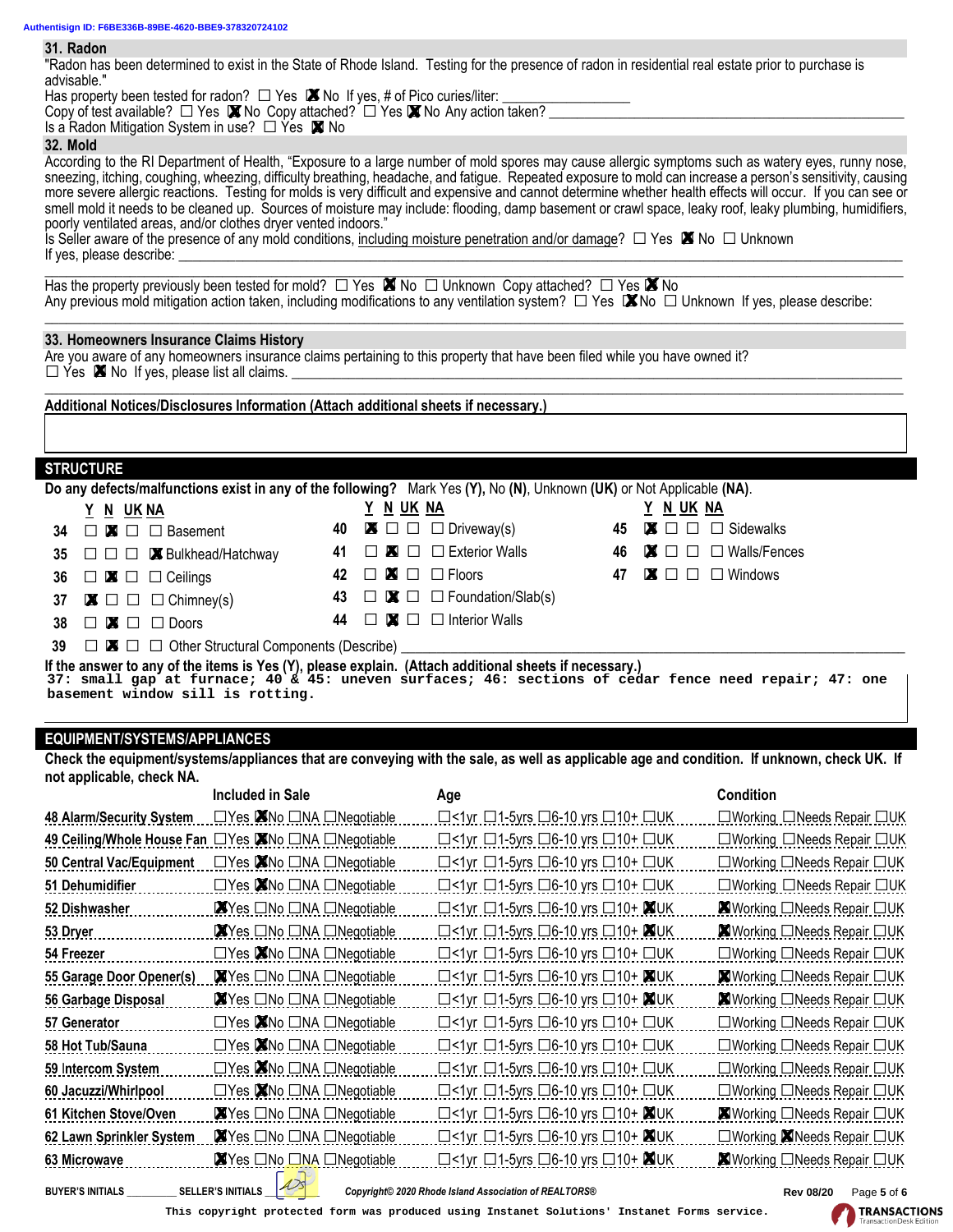## 31. Radon

"Radon has been determined to exist in the State of Rhode Island. Testing for the presence of radon in residential real estate prior to purchase is advisable."

Has property been tested for radon? ☐ Yes ☒ No If yes, # of Pico curies/liter: ______________

Copy of test available? ☐ Yes ☒ No Copy attached? ☐ Yes ☒ No Any action taken? ______________

Is a Radon Mitigation System in use? ☐ Yes ☒ No

## 32. Mold

According to the RI Department of Health, "Exposure to a large number of mold spores may cause allergic symptoms such as watery eyes, runny nose, sneezing, itching, coughing, wheezing, difficulty breathing, headache, and fatigue. Repeated exposure to mold can increase a person's sensitivity, causing more severe allergic reactions. Testing for molds is very difficult and expensive and cannot determine whether health effects will occur. If you can see or smell mold it needs to be cleaned up. Sources of moisture may include: flooding, damp basement or crawl space, leaky roof, leaky plumbing, humidifiers, poorly ventilated areas, and/or clothes dryer vented indoors."

Is Seller aware of the presence of any mold conditions, including moisture penetration and/or damage? ☐ Yes ☒ No ☐ Unknown

If yes, please describe: ______________

Has the property previously been tested for mold? ☐ Yes ☒ No ☐ Unknown Copy attached? ☐ Yes ☒ No

Any previous mold mitigation action taken, including modifications to any ventilation system? ☐ Yes ☒ No ☐ Unknown If yes, please describe: ______________

## 33. Homeowners Insurance Claims History

Are you aware of any homeowners insurance claims pertaining to this property that have been filed while you have owned it?

☐ Yes ☒ No If yes, please list all claims. ______________

**Additional Notices/Disclosures Information (Attach additional sheets if necessary.)**

## STRUCTURE

**Do any defects/malfunctions exist in any of the following?** Mark Yes **(Y)**, No **(N)**, Unknown **(UK)** or Not Applicable **(NA)**.

| # | Y | N | UK | NA | Item |
|---|---|---|---|---|---|
| 34 | ☐ | ☒ | ☐ | ☐ | Basement |
| 35 | ☐ | ☐ | ☐ | ☒ | Bulkhead/Hatchway |
| 36 | ☐ | ☒ | ☐ | ☐ | Ceilings |
| 37 | ☒ | ☐ | ☐ | ☐ | Chimney(s) |
| 38 | ☐ | ☒ | ☐ | ☐ | Doors |
| 39 | ☐ | ☒ | ☐ | ☐ | Other Structural Components (Describe) ______________ |
| 40 | ☒ | ☐ | ☐ | ☐ | Driveway(s) |
| 41 | ☐ | ☒ | ☐ | ☐ | Exterior Walls |
| 42 | ☐ | ☒ | ☐ | ☐ | Floors |
| 43 | ☐ | ☒ | ☐ | ☐ | Foundation/Slab(s) |
| 44 | ☐ | ☒ | ☐ | ☐ | Interior Walls |
| 45 | ☒ | ☐ | ☐ | ☐ | Sidewalks |
| 46 | ☒ | ☐ | ☐ | ☐ | Walls/Fences |
| 47 | ☒ | ☐ | ☐ | ☐ | Windows |

**If the answer to any of the items is Yes (Y), please explain. (Attach additional sheets if necessary.)**

37: small gap at furnace; 40 & 45: uneven surfaces; 46: sections of cedar fence need repair; 47: one basement window sill is rotting.

## EQUIPMENT/SYSTEMS/APPLIANCES

**Check the equipment/systems/appliances that are conveying with the sale, as well as applicable age and condition. If unknown, check UK. If not applicable, check NA.**

| Item | Included in Sale | Age | Condition |
|---|---|---|---|
| 48 Alarm/Security System | ☐Yes ☒No ☐NA ☐Negotiable | ☐<1yr ☐1-5yrs ☐6-10 yrs ☐10+ ☐UK | ☐Working ☐Needs Repair ☐UK |
| 49 Ceiling/Whole House Fan | ☐Yes ☒No ☐NA ☐Negotiable | ☐<1yr ☐1-5yrs ☐6-10 yrs ☐10+ ☐UK | ☐Working ☐Needs Repair ☐UK |
| 50 Central Vac/Equipment | ☐Yes ☒No ☐NA ☐Negotiable | ☐<1yr ☐1-5yrs ☐6-10 yrs ☐10+ ☐UK | ☐Working ☐Needs Repair ☐UK |
| 51 Dehumidifier | ☐Yes ☒No ☐NA ☐Negotiable | ☐<1yr ☐1-5yrs ☐6-10 yrs ☐10+ ☐UK | ☐Working ☐Needs Repair ☐UK |
| 52 Dishwasher | ☒Yes ☐No ☐NA ☐Negotiable | ☐<1yr ☐1-5yrs ☐6-10 yrs ☐10+ ☒UK | ☒Working ☐Needs Repair ☐UK |
| 53 Dryer | ☒Yes ☐No ☐NA ☐Negotiable | ☐<1yr ☐1-5yrs ☐6-10 yrs ☐10+ ☒UK | ☒Working ☐Needs Repair ☐UK |
| 54 Freezer | ☐Yes ☒No ☐NA ☐Negotiable | ☐<1yr ☐1-5yrs ☐6-10 yrs ☐10+ ☐UK | ☐Working ☐Needs Repair ☐UK |
| 55 Garage Door Opener(s) | ☒Yes ☐No ☐NA ☐Negotiable | ☐<1yr ☐1-5yrs ☐6-10 yrs ☐10+ ☒UK | ☒Working ☐Needs Repair ☐UK |
| 56 Garbage Disposal | ☒Yes ☐No ☐NA ☐Negotiable | ☐<1yr ☐1-5yrs ☐6-10 yrs ☐10+ ☒UK | ☒Working ☐Needs Repair ☐UK |
| 57 Generator | ☐Yes ☒No ☐NA ☐Negotiable | ☐<1yr ☐1-5yrs ☐6-10 yrs ☐10+ ☐UK | ☐Working ☐Needs Repair ☐UK |
| 58 Hot Tub/Sauna | ☐Yes ☒No ☐NA ☐Negotiable | ☐<1yr ☐1-5yrs ☐6-10 yrs ☐10+ ☐UK | ☐Working ☐Needs Repair ☐UK |
| 59 Intercom System | ☐Yes ☒No ☐NA ☐Negotiable | ☐<1yr ☐1-5yrs ☐6-10 yrs ☐10+ ☐UK | ☐Working ☐Needs Repair ☐UK |
| 60 Jacuzzi/Whirlpool | ☐Yes ☒No ☐NA ☐Negotiable | ☐<1yr ☐1-5yrs ☐6-10 yrs ☐10+ ☐UK | ☐Working ☐Needs Repair ☐UK |
| 61 Kitchen Stove/Oven | ☒Yes ☐No ☐NA ☐Negotiable | ☐<1yr ☐1-5yrs ☐6-10 yrs ☐10+ ☒UK | ☒Working ☐Needs Repair ☐UK |
| 62 Lawn Sprinkler System | ☒Yes ☐No ☐NA ☐Negotiable | ☐<1yr ☐1-5yrs ☐6-10 yrs ☐10+ ☒UK | ☐Working ☒Needs Repair ☐UK |
| 63 Microwave | ☒Yes ☐No ☐NA ☐Negotiable | ☐<1yr ☐1-5yrs ☐6-10 yrs ☐10+ ☒UK | ☒Working ☐Needs Repair ☐UK |

BUYER'S INITIALS ________ SELLER'S INITIALS ________

*Copyright© 2020 Rhode Island Association of REALTORS®* Rev 08/20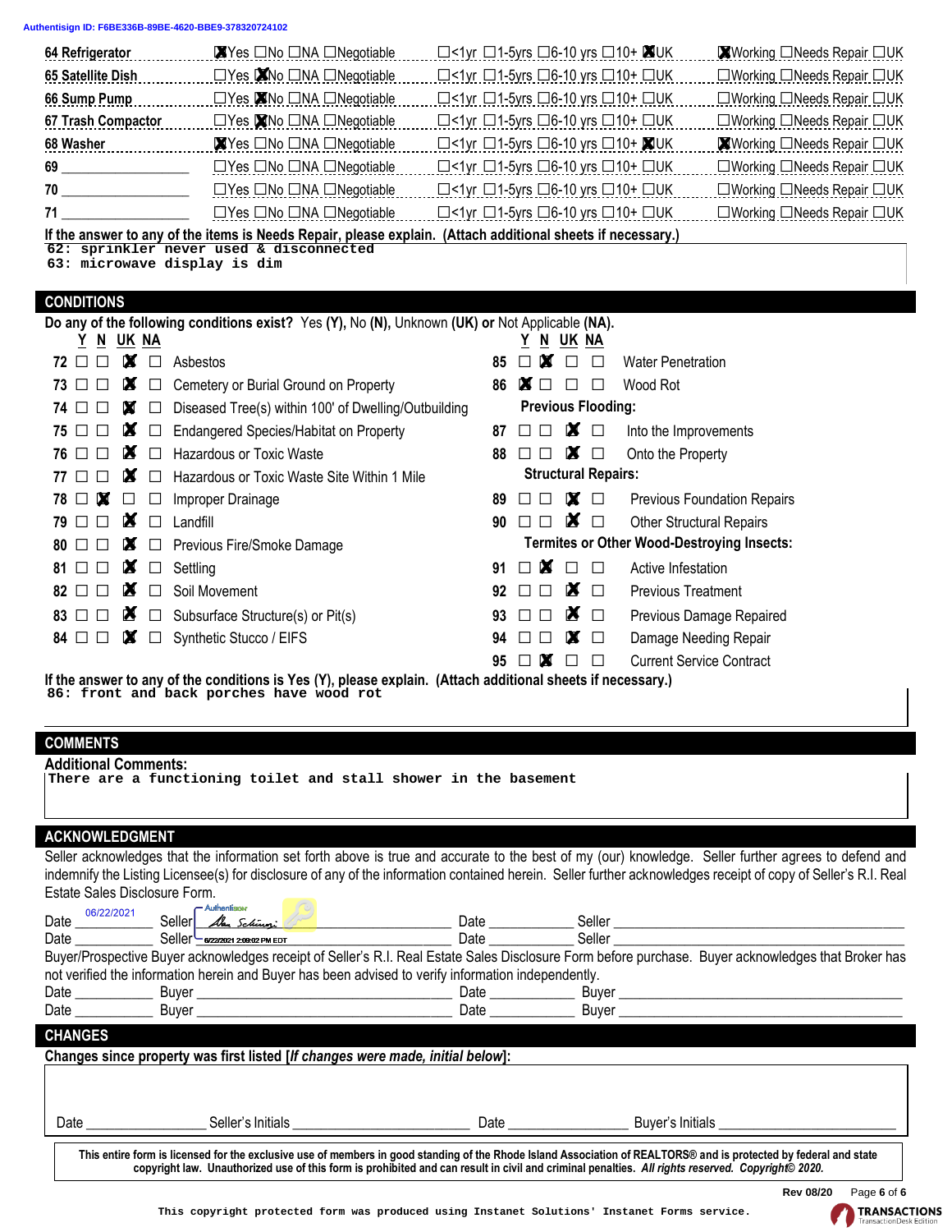Authentisign ID: F6BE336B-89BE-4620-BBE9-378320724102

| | | | |
|---|---|---|---|
| 64 Refrigerator | ☒Yes ☐No ☐NA ☐Negotiable | ☐<1yr ☐1-5yrs ☐6-10 yrs ☐10+ ☒UK | ☒Working ☐Needs Repair ☐UK |
| 65 Satellite Dish | ☐Yes ☒No ☐NA ☐Negotiable | ☐<1yr ☐1-5yrs ☐6-10 yrs ☐10+ ☐UK | ☐Working ☐Needs Repair ☐UK |
| 66 Sump Pump | ☐Yes ☒No ☐NA ☐Negotiable | ☐<1yr ☐1-5yrs ☐6-10 yrs ☐10+ ☐UK | ☐Working ☐Needs Repair ☐UK |
| 67 Trash Compactor | ☐Yes ☒No ☐NA ☐Negotiable | ☐<1yr ☐1-5yrs ☐6-10 yrs ☐10+ ☐UK | ☐Working ☐Needs Repair ☐UK |
| 68 Washer | ☒Yes ☐No ☐NA ☐Negotiable | ☐<1yr ☐1-5yrs ☐6-10 yrs ☐10+ ☒UK | ☒Working ☐Needs Repair ☐UK |
| 69 ________________ | ☐Yes ☐No ☐NA ☐Negotiable | ☐<1yr ☐1-5yrs ☐6-10 yrs ☐10+ ☐UK | ☐Working ☐Needs Repair ☐UK |
| 70 ________________ | ☐Yes ☐No ☐NA ☐Negotiable | ☐<1yr ☐1-5yrs ☐6-10 yrs ☐10+ ☐UK | ☐Working ☐Needs Repair ☐UK |
| 71 ________________ | ☐Yes ☐No ☐NA ☐Negotiable | ☐<1yr ☐1-5yrs ☐6-10 yrs ☐10+ ☐UK | ☐Working ☐Needs Repair ☐UK |

**If the answer to any of the items is Needs Repair, please explain. (Attach additional sheets if necessary.)**

62: sprinkler never used & disconnected
63: microwave display is dim

## CONDITIONS

**Do any of the following conditions exist?** Yes **(Y)**, No **(N)**, Unknown **(UK)** or Not Applicable **(NA)**.

| # | Y | N | UK | NA | Condition |
|---|---|---|---|---|---|
| 72 | ☐ | ☐ | ☒ | ☐ | Asbestos |
| 73 | ☐ | ☐ | ☒ | ☐ | Cemetery or Burial Ground on Property |
| 74 | ☐ | ☐ | ☒ | ☐ | Diseased Tree(s) within 100' of Dwelling/Outbuilding |
| 75 | ☐ | ☐ | ☒ | ☐ | Endangered Species/Habitat on Property |
| 76 | ☐ | ☐ | ☒ | ☐ | Hazardous or Toxic Waste |
| 77 | ☐ | ☐ | ☒ | ☐ | Hazardous or Toxic Waste Site Within 1 Mile |
| 78 | ☐ | ☒ | ☐ | ☐ | Improper Drainage |
| 79 | ☐ | ☐ | ☒ | ☐ | Landfill |
| 80 | ☐ | ☐ | ☒ | ☐ | Previous Fire/Smoke Damage |
| 81 | ☐ | ☐ | ☒ | ☐ | Settling |
| 82 | ☐ | ☐ | ☒ | ☐ | Soil Movement |
| 83 | ☐ | ☐ | ☒ | ☐ | Subsurface Structure(s) or Pit(s) |
| 84 | ☐ | ☐ | ☒ | ☐ | Synthetic Stucco / EIFS |
| 85 | ☐ | ☒ | ☐ | ☐ | Water Penetration |
| 86 | ☒ | ☐ | ☐ | ☐ | Wood Rot |
| | | | | | **Previous Flooding:** |
| 87 | ☐ | ☐ | ☒ | ☐ | Into the Improvements |
| 88 | ☐ | ☐ | ☒ | ☐ | Onto the Property |
| | | | | | **Structural Repairs:** |
| 89 | ☐ | ☐ | ☒ | ☐ | Previous Foundation Repairs |
| 90 | ☐ | ☐ | ☒ | ☐ | Other Structural Repairs |
| | | | | | **Termites or Other Wood-Destroying Insects:** |
| 91 | ☐ | ☒ | ☐ | ☐ | Active Infestation |
| 92 | ☐ | ☐ | ☒ | ☐ | Previous Treatment |
| 93 | ☐ | ☐ | ☒ | ☐ | Previous Damage Repaired |
| 94 | ☐ | ☐ | ☒ | ☐ | Damage Needing Repair |
| 95 | ☐ | ☒ | ☐ | ☐ | Current Service Contract |

**If the answer to any of the conditions is Yes (Y), please explain. (Attach additional sheets if necessary.)**

86: front and back porches have wood rot

## COMMENTS

**Additional Comments:**

There are a functioning toilet and stall shower in the basement

## ACKNOWLEDGMENT

Seller acknowledges that the information set forth above is true and accurate to the best of my (our) knowledge. Seller further agrees to defend and indemnify the Listing Licensee(s) for disclosure of any of the information contained herein. Seller further acknowledges receipt of copy of Seller's R.I. Real Estate Sales Disclosure Form.

Date 06/22/2021 Seller [Authentisign signature, 6/22/2021 2:09:02 PM EDT] Date ___________ Seller ______________________________

Date ___________ Seller ______________________________ Date ___________ Seller ______________________________

Buyer/Prospective Buyer acknowledges receipt of Seller's R.I. Real Estate Sales Disclosure Form before purchase. Buyer acknowledges that Broker has not verified the information herein and Buyer has been advised to verify information independently.

Date ___________ Buyer ______________________________ Date ___________ Buyer ______________________________

Date ___________ Buyer ______________________________ Date ___________ Buyer ______________________________

## CHANGES

**Changes since property was first listed [*If changes were made, initial below*]:**

Date ________________ Seller's Initials ________________________ Date ________________ Buyer's Initials ________________________

**This entire form is licensed for the exclusive use of members in good standing of the Rhode Island Association of REALTORS® and is protected by federal and state copyright law. Unauthorized use of this form is prohibited and can result in civil and criminal penalties.** ***All rights reserved. Copyright© 2020.***

**Rev 08/20**

This copyright protected form was produced using Instanet Solutions' Instanet Forms service.